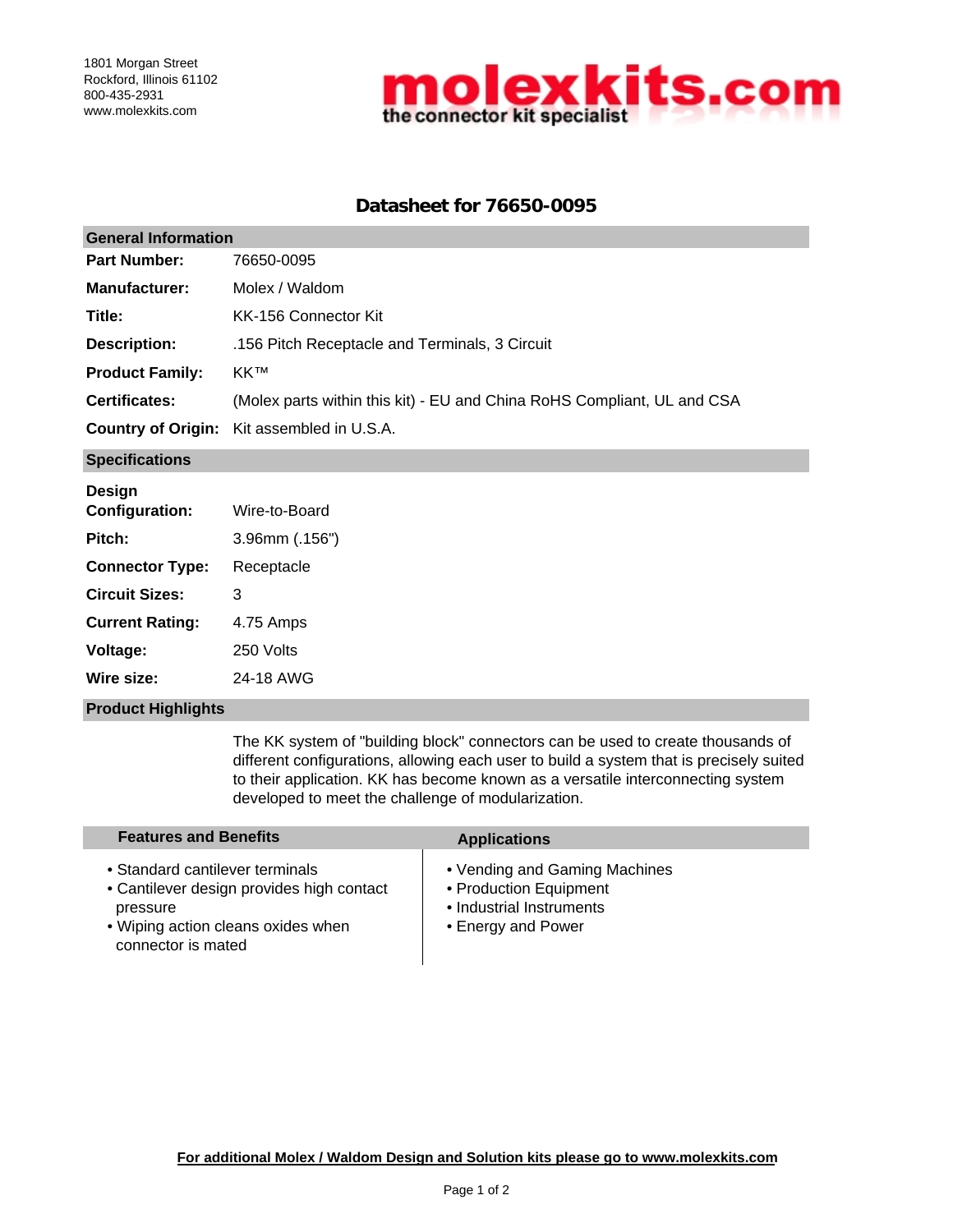1801 Morgan Street
Rockford, Illinois 61102
800-435-2931
www.molexkits.com

**molexkits.com**
**the connector kit specialist**

# Datasheet for 76650-0095

## General Information

| | |
|---|---|
| **Part Number:** | 76650-0095 |
| **Manufacturer:** | Molex / Waldom |
| **Title:** | KK-156 Connector Kit |
| **Description:** | .156 Pitch Receptacle and Terminals, 3 Circuit |
| **Product Family:** | KK™ |
| **Certificates:** | (Molex parts within this kit) - EU and China RoHS Compliant, UL and CSA |
| **Country of Origin:** | Kit assembled in U.S.A. |

## Specifications

| | |
|---|---|
| **Design Configuration:** | Wire-to-Board |
| **Pitch:** | 3.96mm (.156") |
| **Connector Type:** | Receptacle |
| **Circuit Sizes:** | 3 |
| **Current Rating:** | 4.75 Amps |
| **Voltage:** | 250 Volts |
| **Wire size:** | 24-18 AWG |

## Product Highlights

The KK system of "building block" connectors can be used to create thousands of different configurations, allowing each user to build a system that is precisely suited to their application. KK has become known as a versatile interconnecting system developed to meet the challenge of modularization.

## Features and Benefits

- Standard cantilever terminals
- Cantilever design provides high contact pressure
- Wiping action cleans oxides when connector is mated

## Applications

- Vending and Gaming Machines
- Production Equipment
- Industrial Instruments
- Energy and Power

**For additional Molex / Waldom Design and Solution kits please go to www.molexkits.com**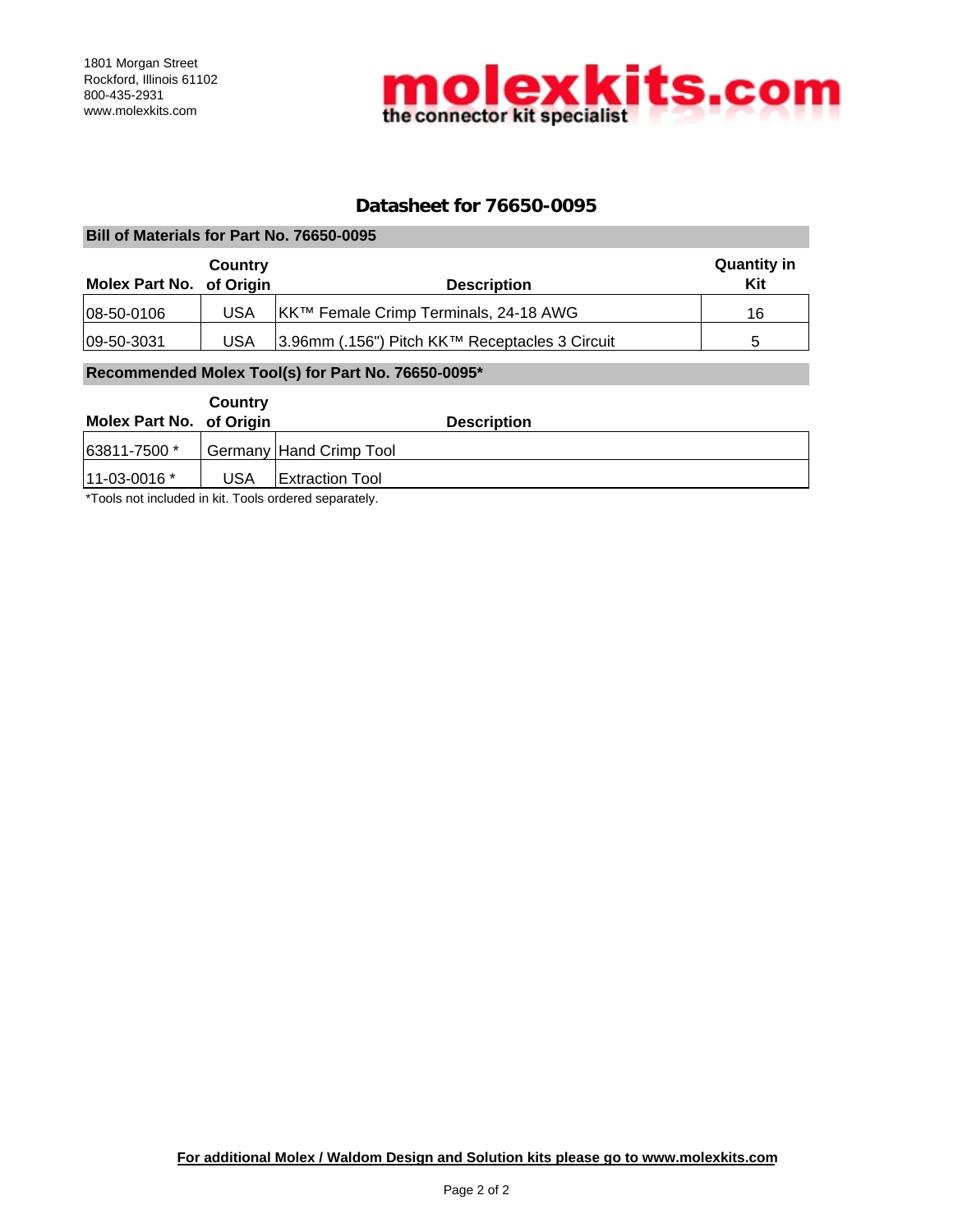1801 Morgan Street
Rockford, Illinois 61102
800-435-2931
www.molexkits.com

molexkits.com
the connector kit specialist

# Datasheet for 76650-0095

## Bill of Materials for Part No. 76650-0095

| Molex Part No. | Country of Origin | Description | Quantity in Kit |
|---|---|---|---|
| 08-50-0106 | USA | KK™ Female Crimp Terminals, 24-18 AWG | 16 |
| 09-50-3031 | USA | 3.96mm (.156") Pitch KK™ Receptacles 3 Circuit | 5 |

## Recommended Molex Tool(s) for Part No. 76650-0095*

| Molex Part No. | Country of Origin | Description |
|---|---|---|
| 63811-7500 * | Germany | Hand Crimp Tool |
| 11-03-0016 * | USA | Extraction Tool |

*Tools not included in kit. Tools ordered separately.

**For additional Molex / Waldom Design and Solution kits please go to www.molexkits.com**